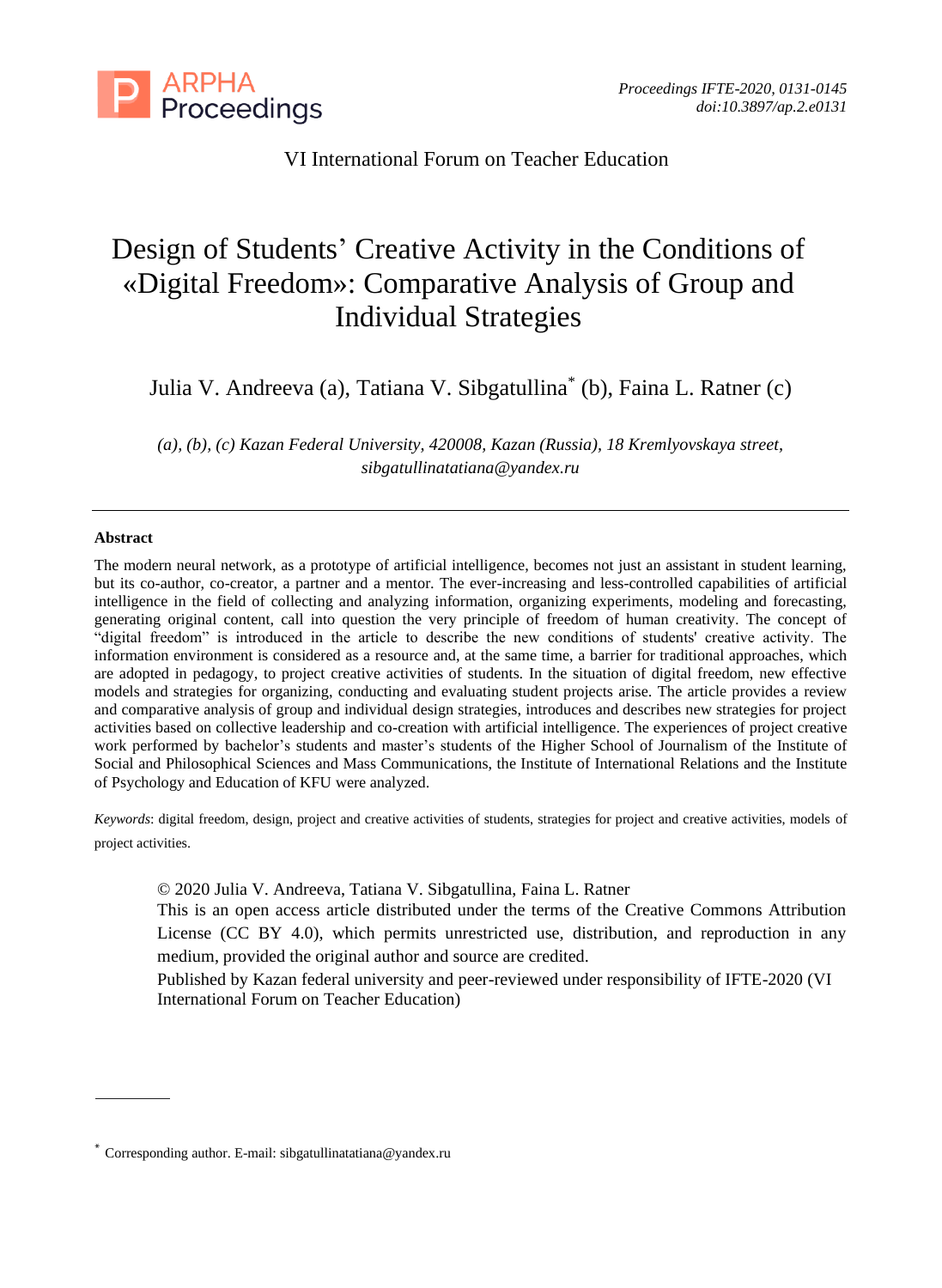VI International Forum on Teacher Education

# Design of Students' Creative Activity in the Conditions of «Digital Freedom»: Comparative Analysis of Group and Individual Strategies

Julia V. Andreeva (a), Tatiana V. Sibgatullina* (b), Faina L. Ratner (c)

*(a), (b), (c) Kazan Federal University, 420008, Kazan (Russia), 18 Kremlyovskaya street, sibgatullinatatiana@yandex.ru*

---

**Abstract**

The modern neural network, as a prototype of artificial intelligence, becomes not just an assistant in student learning, but its co-author, co-creator, a partner and a mentor. The ever-increasing and less-controlled capabilities of artificial intelligence in the field of collecting and analyzing information, organizing experiments, modeling and forecasting, generating original content, call into question the very principle of freedom of human creativity. The concept of "digital freedom" is introduced in the article to describe the new conditions of students' creative activity. The information environment is considered as a resource and, at the same time, a barrier for traditional approaches, which are adopted in pedagogy, to project creative activities of students. In the situation of digital freedom, new effective models and strategies for organizing, conducting and evaluating student projects arise. The article provides a review and comparative analysis of group and individual design strategies, introduces and describes new strategies for project activities based on collective leadership and co-creation with artificial intelligence. The experiences of project creative work performed by bachelor's students and master's students of the Higher School of Journalism of the Institute of Social and Philosophical Sciences and Mass Communications, the Institute of International Relations and the Institute of Psychology and Education of KFU were analyzed.

*Keywords*: digital freedom, design, project and creative activities of students, strategies for project and creative activities, models of project activities.

© 2020 Julia V. Andreeva, Tatiana V. Sibgatullina, Faina L. Ratner
This is an open access article distributed under the terms of the Creative Commons Attribution License (CC BY 4.0), which permits unrestricted use, distribution, and reproduction in any medium, provided the original author and source are credited.
Published by Kazan federal university and peer-reviewed under responsibility of IFTE-2020 (VI International Forum on Teacher Education)

---

* Corresponding author. E-mail: sibgatullinatatiana@yandex.ru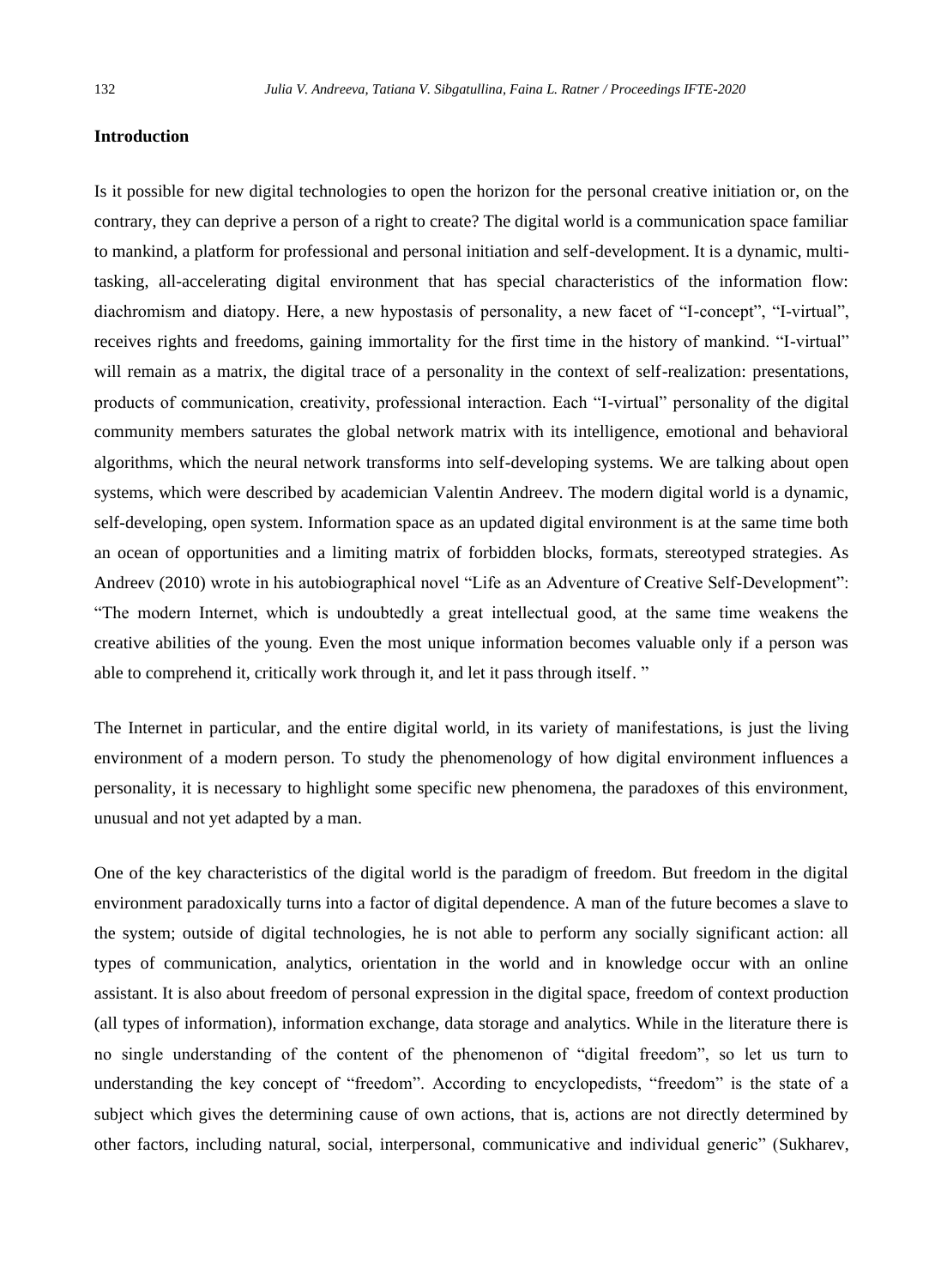## Introduction

Is it possible for new digital technologies to open the horizon for the personal creative initiation or, on the contrary, they can deprive a person of a right to create? The digital world is a communication space familiar to mankind, a platform for professional and personal initiation and self-development. It is a dynamic, multi-tasking, all-accelerating digital environment that has special characteristics of the information flow: diachromism and diatopy. Here, a new hypostasis of personality, a new facet of "I-concept", "I-virtual", receives rights and freedoms, gaining immortality for the first time in the history of mankind. "I-virtual" will remain as a matrix, the digital trace of a personality in the context of self-realization: presentations, products of communication, creativity, professional interaction. Each "I-virtual" personality of the digital community members saturates the global network matrix with its intelligence, emotional and behavioral algorithms, which the neural network transforms into self-developing systems. We are talking about open systems, which were described by academician Valentin Andreev. The modern digital world is a dynamic, self-developing, open system. Information space as an updated digital environment is at the same time both an ocean of opportunities and a limiting matrix of forbidden blocks, formats, stereotyped strategies. As Andreev (2010) wrote in his autobiographical novel "Life as an Adventure of Creative Self-Development": "The modern Internet, which is undoubtedly a great intellectual good, at the same time weakens the creative abilities of the young. Even the most unique information becomes valuable only if a person was able to comprehend it, critically work through it, and let it pass through itself. "

The Internet in particular, and the entire digital world, in its variety of manifestations, is just the living environment of a modern person. To study the phenomenology of how digital environment influences a personality, it is necessary to highlight some specific new phenomena, the paradoxes of this environment, unusual and not yet adapted by a man.

One of the key characteristics of the digital world is the paradigm of freedom. But freedom in the digital environment paradoxically turns into a factor of digital dependence. A man of the future becomes a slave to the system; outside of digital technologies, he is not able to perform any socially significant action: all types of communication, analytics, orientation in the world and in knowledge occur with an online assistant. It is also about freedom of personal expression in the digital space, freedom of context production (all types of information), information exchange, data storage and analytics. While in the literature there is no single understanding of the content of the phenomenon of "digital freedom", so let us turn to understanding the key concept of "freedom". According to encyclopedists, "freedom" is the state of a subject which gives the determining cause of own actions, that is, actions are not directly determined by other factors, including natural, social, interpersonal, communicative and individual generic" (Sukharev,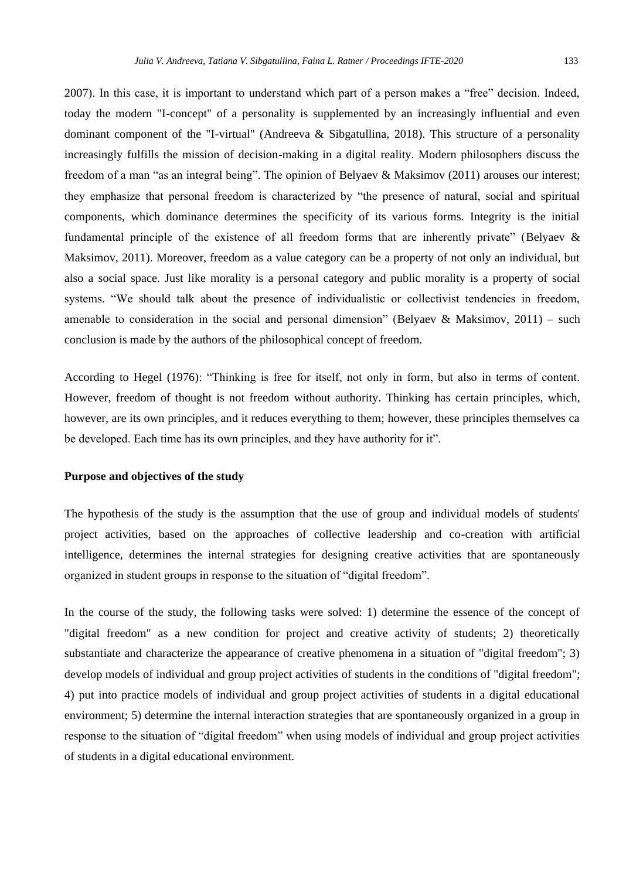2007). In this case, it is important to understand which part of a person makes a “free” decision. Indeed, today the modern "I-concept" of a personality is supplemented by an increasingly influential and even dominant component of the "I-virtual" (Andreeva & Sibgatullina, 2018). This structure of a personality increasingly fulfills the mission of decision-making in a digital reality. Modern philosophers discuss the freedom of a man “as an integral being”. The opinion of Belyaev & Maksimov (2011) arouses our interest; they emphasize that personal freedom is characterized by “the presence of natural, social and spiritual components, which dominance determines the specificity of its various forms. Integrity is the initial fundamental principle of the existence of all freedom forms that are inherently private” (Belyaev & Maksimov, 2011). Moreover, freedom as a value category can be a property of not only an individual, but also a social space. Just like morality is a personal category and public morality is a property of social systems. “We should talk about the presence of individualistic or collectivist tendencies in freedom, amenable to consideration in the social and personal dimension” (Belyaev & Maksimov, 2011) – such conclusion is made by the authors of the philosophical concept of freedom.

According to Hegel (1976): “Thinking is free for itself, not only in form, but also in terms of content. However, freedom of thought is not freedom without authority. Thinking has certain principles, which, however, are its own principles, and it reduces everything to them; however, these principles themselves ca be developed. Each time has its own principles, and they have authority for it”.

**Purpose and objectives of the study**

The hypothesis of the study is the assumption that the use of group and individual models of students' project activities, based on the approaches of collective leadership and co-creation with artificial intelligence, determines the internal strategies for designing creative activities that are spontaneously organized in student groups in response to the situation of “digital freedom”.

In the course of the study, the following tasks were solved: 1) determine the essence of the concept of "digital freedom" as a new condition for project and creative activity of students; 2) theoretically substantiate and characterize the appearance of creative phenomena in a situation of "digital freedom"; 3) develop models of individual and group project activities of students in the conditions of "digital freedom"; 4) put into practice models of individual and group project activities of students in a digital educational environment; 5) determine the internal interaction strategies that are spontaneously organized in a group in response to the situation of “digital freedom” when using models of individual and group project activities of students in a digital educational environment.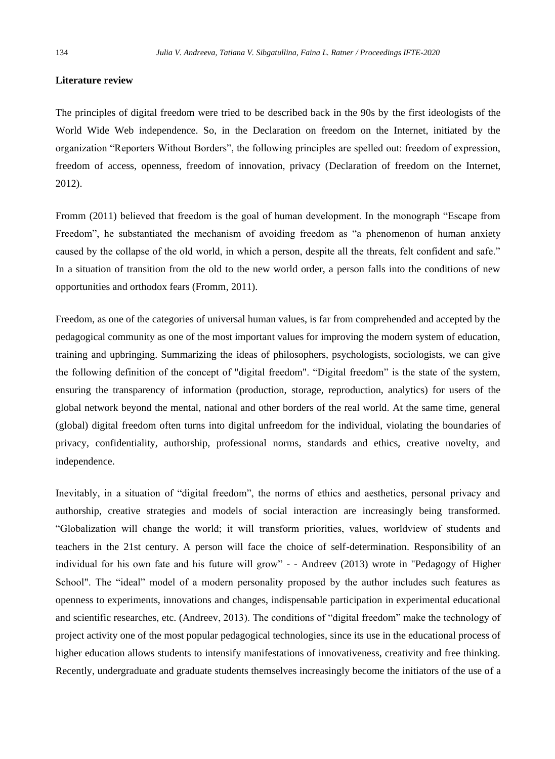**Literature review**

The principles of digital freedom were tried to be described back in the 90s by the first ideologists of the World Wide Web independence. So, in the Declaration on freedom on the Internet, initiated by the organization "Reporters Without Borders", the following principles are spelled out: freedom of expression, freedom of access, openness, freedom of innovation, privacy (Declaration of freedom on the Internet, 2012).

Fromm (2011) believed that freedom is the goal of human development. In the monograph "Escape from Freedom", he substantiated the mechanism of avoiding freedom as "a phenomenon of human anxiety caused by the collapse of the old world, in which a person, despite all the threats, felt confident and safe." In a situation of transition from the old to the new world order, a person falls into the conditions of new opportunities and orthodox fears (Fromm, 2011).

Freedom, as one of the categories of universal human values, is far from comprehended and accepted by the pedagogical community as one of the most important values for improving the modern system of education, training and upbringing. Summarizing the ideas of philosophers, psychologists, sociologists, we can give the following definition of the concept of "digital freedom". "Digital freedom" is the state of the system, ensuring the transparency of information (production, storage, reproduction, analytics) for users of the global network beyond the mental, national and other borders of the real world. At the same time, general (global) digital freedom often turns into digital unfreedom for the individual, violating the boundaries of privacy, confidentiality, authorship, professional norms, standards and ethics, creative novelty, and independence.

Inevitably, in a situation of "digital freedom", the norms of ethics and aesthetics, personal privacy and authorship, creative strategies and models of social interaction are increasingly being transformed. "Globalization will change the world; it will transform priorities, values, worldview of students and teachers in the 21st century. A person will face the choice of self-determination. Responsibility of an individual for his own fate and his future will grow" - - Andreev (2013) wrote in "Pedagogy of Higher School". The "ideal" model of a modern personality proposed by the author includes such features as openness to experiments, innovations and changes, indispensable participation in experimental educational and scientific researches, etc. (Andreev, 2013). The conditions of "digital freedom" make the technology of project activity one of the most popular pedagogical technologies, since its use in the educational process of higher education allows students to intensify manifestations of innovativeness, creativity and free thinking. Recently, undergraduate and graduate students themselves increasingly become the initiators of the use of a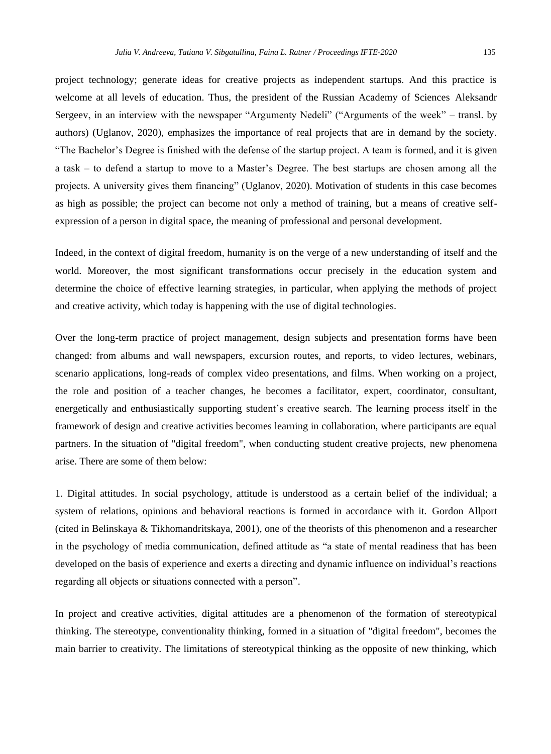project technology; generate ideas for creative projects as independent startups. And this practice is welcome at all levels of education. Thus, the president of the Russian Academy of Sciences Aleksandr Sergeev, in an interview with the newspaper "Argumenty Nedeli" ("Arguments of the week" – transl. by authors) (Uglanov, 2020), emphasizes the importance of real projects that are in demand by the society. "The Bachelor's Degree is finished with the defense of the startup project. A team is formed, and it is given a task – to defend a startup to move to a Master's Degree. The best startups are chosen among all the projects. A university gives them financing" (Uglanov, 2020). Motivation of students in this case becomes as high as possible; the project can become not only a method of training, but a means of creative self-expression of a person in digital space, the meaning of professional and personal development.

Indeed, in the context of digital freedom, humanity is on the verge of a new understanding of itself and the world. Moreover, the most significant transformations occur precisely in the education system and determine the choice of effective learning strategies, in particular, when applying the methods of project and creative activity, which today is happening with the use of digital technologies.

Over the long-term practice of project management, design subjects and presentation forms have been changed: from albums and wall newspapers, excursion routes, and reports, to video lectures, webinars, scenario applications, long-reads of complex video presentations, and films. When working on a project, the role and position of a teacher changes, he becomes a facilitator, expert, coordinator, consultant, energetically and enthusiastically supporting student's creative search. The learning process itself in the framework of design and creative activities becomes learning in collaboration, where participants are equal partners. In the situation of "digital freedom", when conducting student creative projects, new phenomena arise. There are some of them below:

1. Digital attitudes. In social psychology, attitude is understood as a certain belief of the individual; a system of relations, opinions and behavioral reactions is formed in accordance with it. Gordon Allport (cited in Belinskaya & Tikhomandritskaya, 2001), one of the theorists of this phenomenon and a researcher in the psychology of media communication, defined attitude as "a state of mental readiness that has been developed on the basis of experience and exerts a directing and dynamic influence on individual's reactions regarding all objects or situations connected with a person".

In project and creative activities, digital attitudes are a phenomenon of the formation of stereotypical thinking. The stereotype, conventionality thinking, formed in a situation of "digital freedom", becomes the main barrier to creativity. The limitations of stereotypical thinking as the opposite of new thinking, which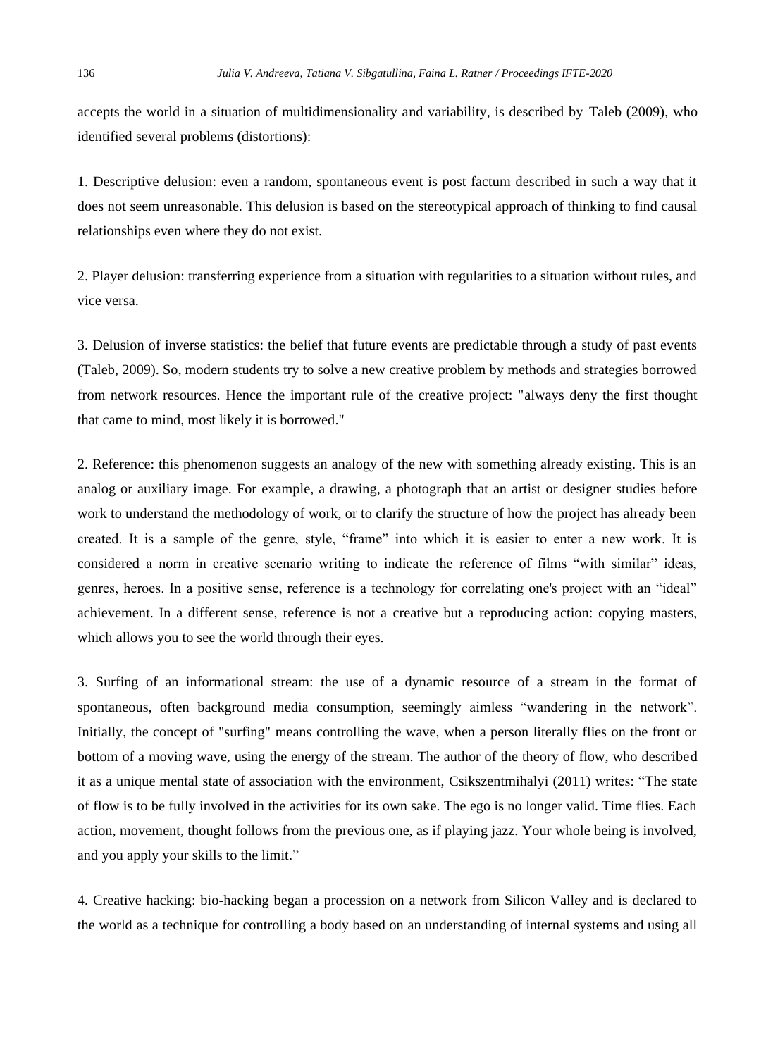accepts the world in a situation of multidimensionality and variability, is described by Taleb (2009), who identified several problems (distortions):

1. Descriptive delusion: even a random, spontaneous event is post factum described in such a way that it does not seem unreasonable. This delusion is based on the stereotypical approach of thinking to find causal relationships even where they do not exist.

2. Player delusion: transferring experience from a situation with regularities to a situation without rules, and vice versa.

3. Delusion of inverse statistics: the belief that future events are predictable through a study of past events (Taleb, 2009). So, modern students try to solve a new creative problem by methods and strategies borrowed from network resources. Hence the important rule of the creative project: "always deny the first thought that came to mind, most likely it is borrowed."

2. Reference: this phenomenon suggests an analogy of the new with something already existing. This is an analog or auxiliary image. For example, a drawing, a photograph that an artist or designer studies before work to understand the methodology of work, or to clarify the structure of how the project has already been created. It is a sample of the genre, style, "frame" into which it is easier to enter a new work. It is considered a norm in creative scenario writing to indicate the reference of films "with similar" ideas, genres, heroes. In a positive sense, reference is a technology for correlating one's project with an "ideal" achievement. In a different sense, reference is not a creative but a reproducing action: copying masters, which allows you to see the world through their eyes.

3. Surfing of an informational stream: the use of a dynamic resource of a stream in the format of spontaneous, often background media consumption, seemingly aimless "wandering in the network". Initially, the concept of "surfing" means controlling the wave, when a person literally flies on the front or bottom of a moving wave, using the energy of the stream. The author of the theory of flow, who described it as a unique mental state of association with the environment, Csikszentmihalyi (2011) writes: "The state of flow is to be fully involved in the activities for its own sake. The ego is no longer valid. Time flies. Each action, movement, thought follows from the previous one, as if playing jazz. Your whole being is involved, and you apply your skills to the limit."

4. Creative hacking: bio-hacking began a procession on a network from Silicon Valley and is declared to the world as a technique for controlling a body based on an understanding of internal systems and using all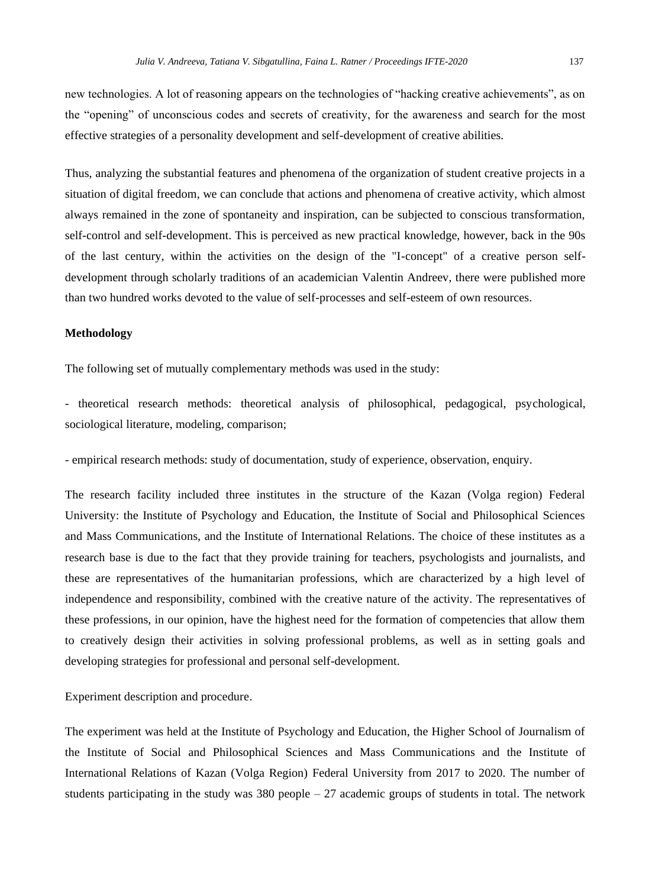new technologies. A lot of reasoning appears on the technologies of "hacking creative achievements", as on the "opening" of unconscious codes and secrets of creativity, for the awareness and search for the most effective strategies of a personality development and self-development of creative abilities.

Thus, analyzing the substantial features and phenomena of the organization of student creative projects in a situation of digital freedom, we can conclude that actions and phenomena of creative activity, which almost always remained in the zone of spontaneity and inspiration, can be subjected to conscious transformation, self-control and self-development. This is perceived as new practical knowledge, however, back in the 90s of the last century, within the activities on the design of the "I-concept" of a creative person self-development through scholarly traditions of an academician Valentin Andreev, there were published more than two hundred works devoted to the value of self-processes and self-esteem of own resources.

**Methodology**

The following set of mutually complementary methods was used in the study:

- theoretical research methods: theoretical analysis of philosophical, pedagogical, psychological, sociological literature, modeling, comparison;

- empirical research methods: study of documentation, study of experience, observation, enquiry.

The research facility included three institutes in the structure of the Kazan (Volga region) Federal University: the Institute of Psychology and Education, the Institute of Social and Philosophical Sciences and Mass Communications, and the Institute of International Relations. The choice of these institutes as a research base is due to the fact that they provide training for teachers, psychologists and journalists, and these are representatives of the humanitarian professions, which are characterized by a high level of independence and responsibility, combined with the creative nature of the activity. The representatives of these professions, in our opinion, have the highest need for the formation of competencies that allow them to creatively design their activities in solving professional problems, as well as in setting goals and developing strategies for professional and personal self-development.

Experiment description and procedure.

The experiment was held at the Institute of Psychology and Education, the Higher School of Journalism of the Institute of Social and Philosophical Sciences and Mass Communications and the Institute of International Relations of Kazan (Volga Region) Federal University from 2017 to 2020. The number of students participating in the study was 380 people – 27 academic groups of students in total. The network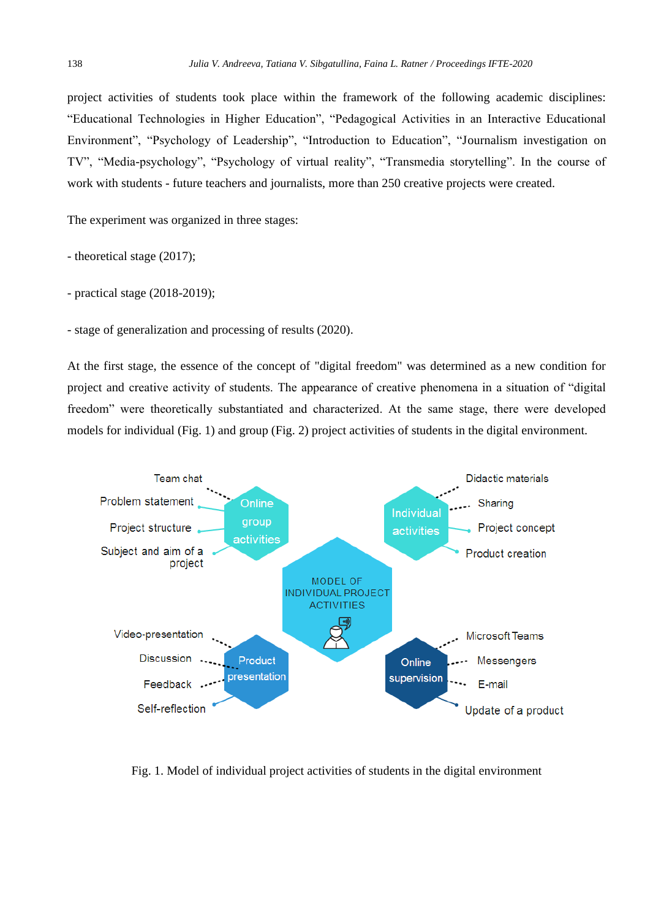project activities of students took place within the framework of the following academic disciplines: “Educational Technologies in Higher Education”, “Pedagogical Activities in an Interactive Educational Environment”, “Psychology of Leadership”, “Introduction to Education”, “Journalism investigation on TV”, “Media-psychology”, “Psychology of virtual reality”, “Transmedia storytelling”. In the course of work with students - future teachers and journalists, more than 250 creative projects were created.

The experiment was organized in three stages:

- theoretical stage (2017);

- practical stage (2018-2019);

- stage of generalization and processing of results (2020).

At the first stage, the essence of the concept of "digital freedom" was determined as a new condition for project and creative activity of students. The appearance of creative phenomena in a situation of “digital freedom” were theoretically substantiated and characterized. At the same stage, there were developed models for individual (Fig. 1) and group (Fig. 2) project activities of students in the digital environment.

Fig. 1. Model of individual project activities of students in the digital environment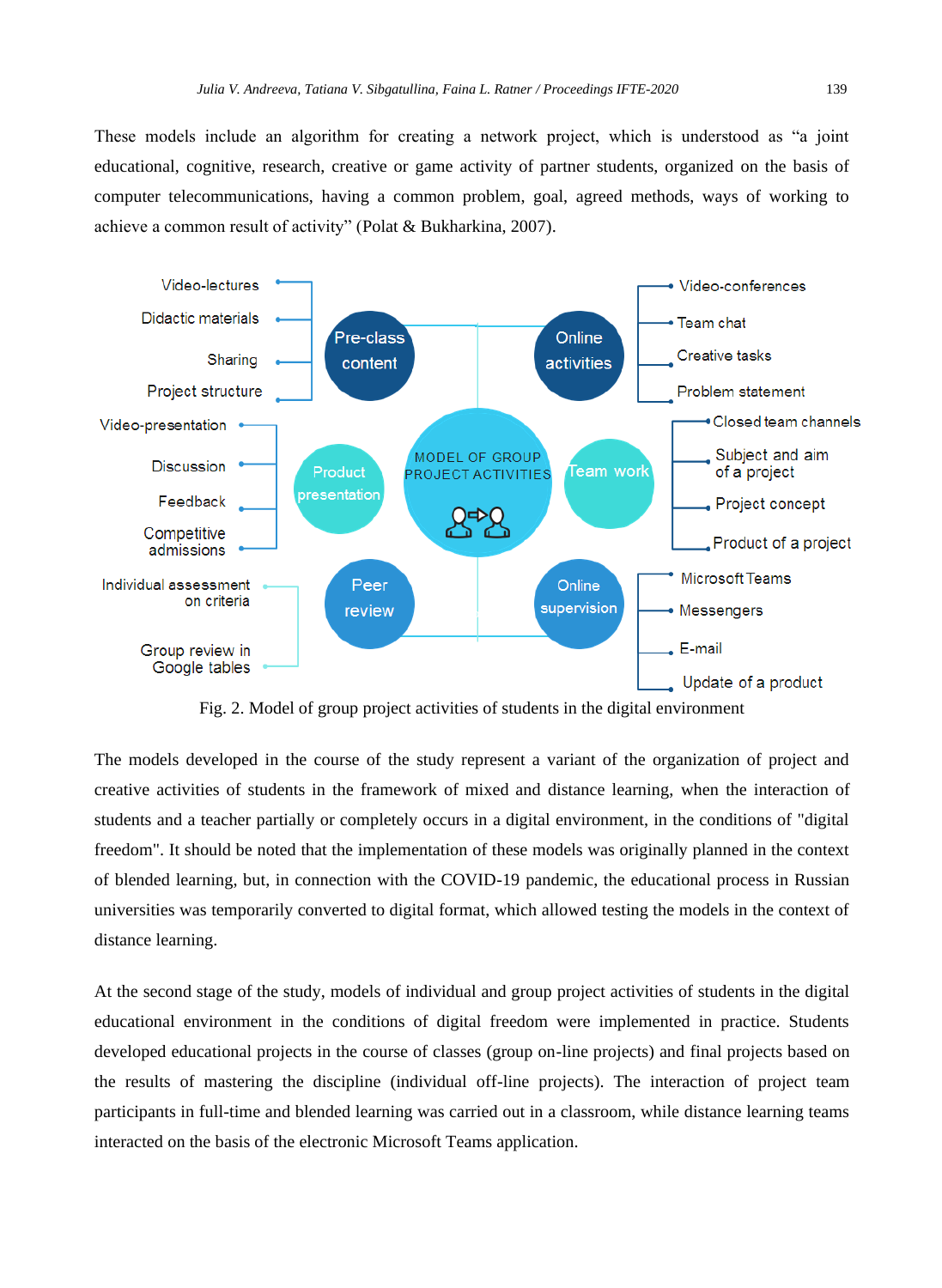These models include an algorithm for creating a network project, which is understood as "a joint educational, cognitive, research, creative or game activity of partner students, organized on the basis of computer telecommunications, having a common problem, goal, agreed methods, ways of working to achieve a common result of activity" (Polat & Bukharkina, 2007).

MODEL OF GROUP PROJECT ACTIVITIES

- Pre-class content: Video-lectures; Didactic materials; Sharing; Project structure
- Online activities: Video-conferences; Team chat; Creative tasks; Problem statement
- Product presentation: Video-presentation; Discussion; Feedback; Competitive admissions
- Team work: Closed team channels; Subject and aim of a project; Project concept; Product of a project
- Peer review: Individual assessment on criteria; Group review in Google tables
- Online supervision: Microsoft Teams; Messengers; E-mail; Update of a product

Fig. 2. Model of group project activities of students in the digital environment

The models developed in the course of the study represent a variant of the organization of project and creative activities of students in the framework of mixed and distance learning, when the interaction of students and a teacher partially or completely occurs in a digital environment, in the conditions of "digital freedom". It should be noted that the implementation of these models was originally planned in the context of blended learning, but, in connection with the COVID-19 pandemic, the educational process in Russian universities was temporarily converted to digital format, which allowed testing the models in the context of distance learning.

At the second stage of the study, models of individual and group project activities of students in the digital educational environment in the conditions of digital freedom were implemented in practice. Students developed educational projects in the course of classes (group on-line projects) and final projects based on the results of mastering the discipline (individual off-line projects). The interaction of project team participants in full-time and blended learning was carried out in a classroom, while distance learning teams interacted on the basis of the electronic Microsoft Teams application.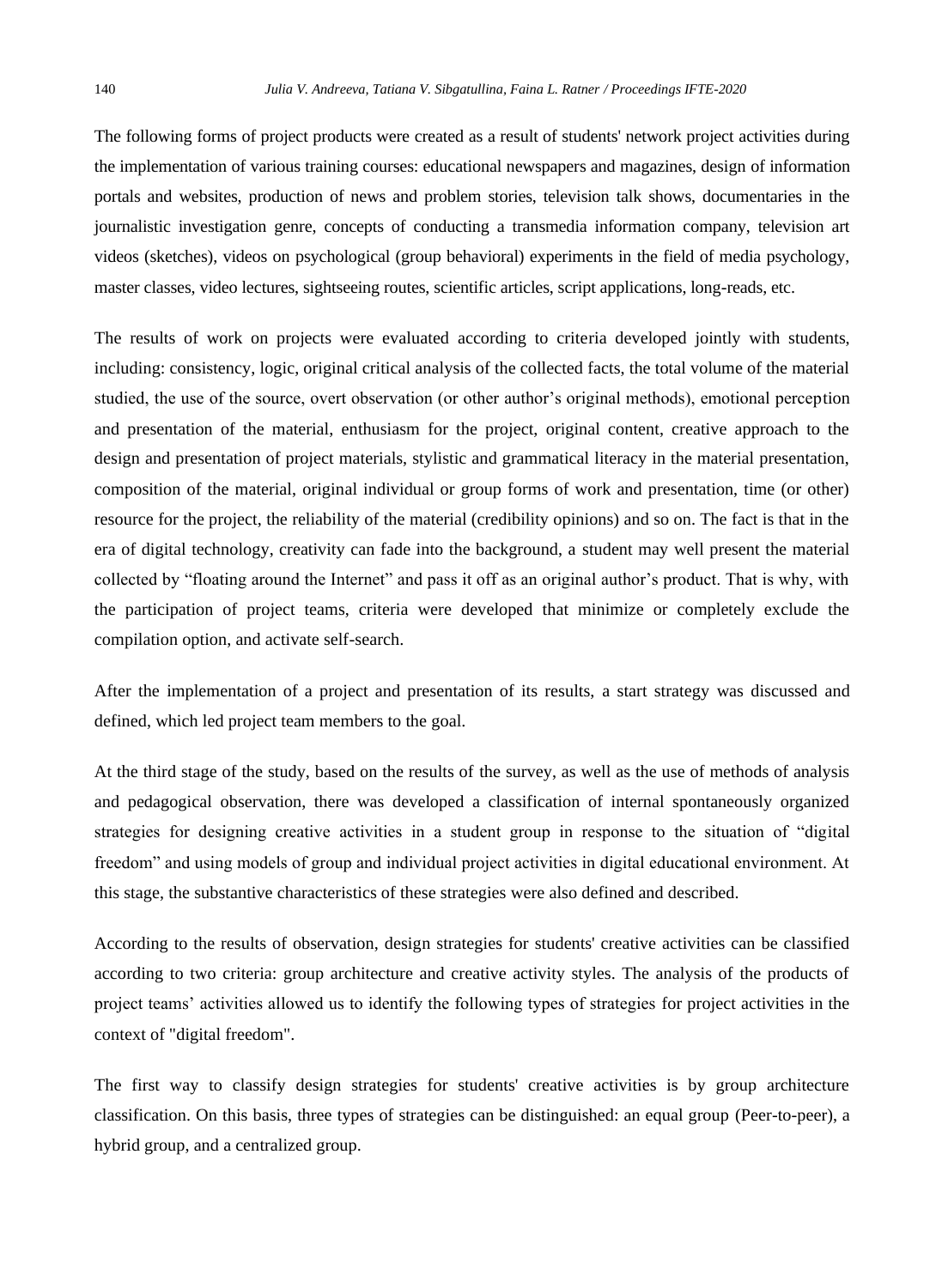The following forms of project products were created as a result of students' network project activities during the implementation of various training courses: educational newspapers and magazines, design of information portals and websites, production of news and problem stories, television talk shows, documentaries in the journalistic investigation genre, concepts of conducting a transmedia information company, television art videos (sketches), videos on psychological (group behavioral) experiments in the field of media psychology, master classes, video lectures, sightseeing routes, scientific articles, script applications, long-reads, etc.

The results of work on projects were evaluated according to criteria developed jointly with students, including: consistency, logic, original critical analysis of the collected facts, the total volume of the material studied, the use of the source, overt observation (or other author's original methods), emotional perception and presentation of the material, enthusiasm for the project, original content, creative approach to the design and presentation of project materials, stylistic and grammatical literacy in the material presentation, composition of the material, original individual or group forms of work and presentation, time (or other) resource for the project, the reliability of the material (credibility opinions) and so on. The fact is that in the era of digital technology, creativity can fade into the background, a student may well present the material collected by "floating around the Internet" and pass it off as an original author's product. That is why, with the participation of project teams, criteria were developed that minimize or completely exclude the compilation option, and activate self-search.

After the implementation of a project and presentation of its results, a start strategy was discussed and defined, which led project team members to the goal.

At the third stage of the study, based on the results of the survey, as well as the use of methods of analysis and pedagogical observation, there was developed a classification of internal spontaneously organized strategies for designing creative activities in a student group in response to the situation of "digital freedom" and using models of group and individual project activities in digital educational environment. At this stage, the substantive characteristics of these strategies were also defined and described.

According to the results of observation, design strategies for students' creative activities can be classified according to two criteria: group architecture and creative activity styles. The analysis of the products of project teams' activities allowed us to identify the following types of strategies for project activities in the context of "digital freedom".

The first way to classify design strategies for students' creative activities is by group architecture classification. On this basis, three types of strategies can be distinguished: an equal group (Peer-to-peer), a hybrid group, and a centralized group.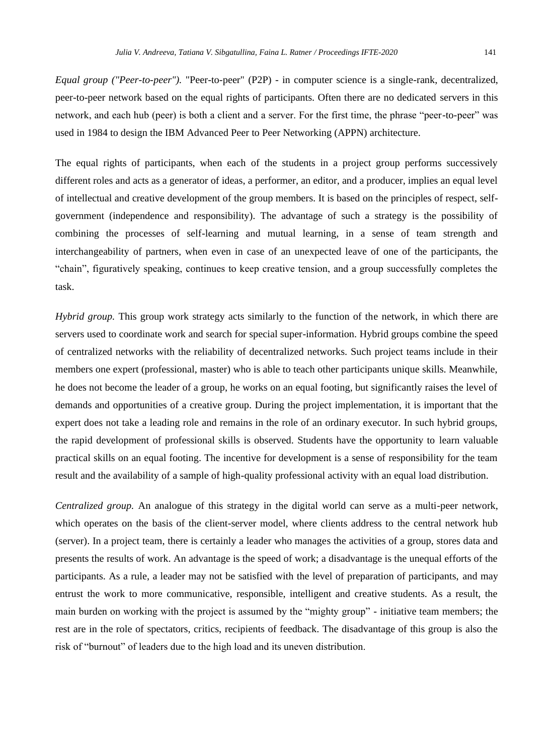*Equal group ("Peer-to-peer").* "Peer-to-peer" (P2P) - in computer science is a single-rank, decentralized, peer-to-peer network based on the equal rights of participants. Often there are no dedicated servers in this network, and each hub (peer) is both a client and a server. For the first time, the phrase "peer-to-peer" was used in 1984 to design the IBM Advanced Peer to Peer Networking (APPN) architecture.

The equal rights of participants, when each of the students in a project group performs successively different roles and acts as a generator of ideas, a performer, an editor, and a producer, implies an equal level of intellectual and creative development of the group members. It is based on the principles of respect, self-government (independence and responsibility). The advantage of such a strategy is the possibility of combining the processes of self-learning and mutual learning, in a sense of team strength and interchangeability of partners, when even in case of an unexpected leave of one of the participants, the "chain", figuratively speaking, continues to keep creative tension, and a group successfully completes the task.

*Hybrid group.* This group work strategy acts similarly to the function of the network, in which there are servers used to coordinate work and search for special super-information. Hybrid groups combine the speed of centralized networks with the reliability of decentralized networks. Such project teams include in their members one expert (professional, master) who is able to teach other participants unique skills. Meanwhile, he does not become the leader of a group, he works on an equal footing, but significantly raises the level of demands and opportunities of a creative group. During the project implementation, it is important that the expert does not take a leading role and remains in the role of an ordinary executor. In such hybrid groups, the rapid development of professional skills is observed. Students have the opportunity to learn valuable practical skills on an equal footing. The incentive for development is a sense of responsibility for the team result and the availability of a sample of high-quality professional activity with an equal load distribution.

*Centralized group.* An analogue of this strategy in the digital world can serve as a multi-peer network, which operates on the basis of the client-server model, where clients address to the central network hub (server). In a project team, there is certainly a leader who manages the activities of a group, stores data and presents the results of work. An advantage is the speed of work; a disadvantage is the unequal efforts of the participants. As a rule, a leader may not be satisfied with the level of preparation of participants, and may entrust the work to more communicative, responsible, intelligent and creative students. As a result, the main burden on working with the project is assumed by the "mighty group" - initiative team members; the rest are in the role of spectators, critics, recipients of feedback. The disadvantage of this group is also the risk of "burnout" of leaders due to the high load and its uneven distribution.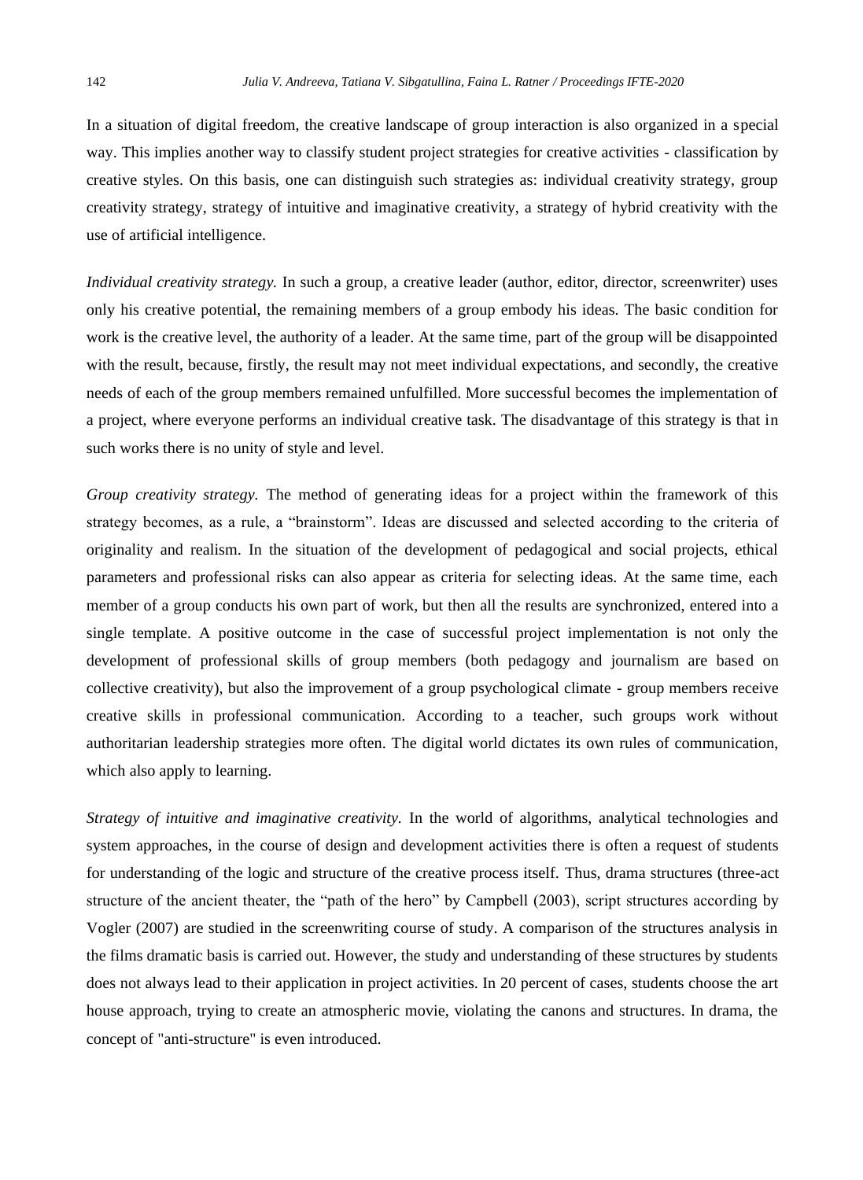In a situation of digital freedom, the creative landscape of group interaction is also organized in a special way. This implies another way to classify student project strategies for creative activities - classification by creative styles. On this basis, one can distinguish such strategies as: individual creativity strategy, group creativity strategy, strategy of intuitive and imaginative creativity, a strategy of hybrid creativity with the use of artificial intelligence.

*Individual creativity strategy.* In such a group, a creative leader (author, editor, director, screenwriter) uses only his creative potential, the remaining members of a group embody his ideas. The basic condition for work is the creative level, the authority of a leader. At the same time, part of the group will be disappointed with the result, because, firstly, the result may not meet individual expectations, and secondly, the creative needs of each of the group members remained unfulfilled. More successful becomes the implementation of a project, where everyone performs an individual creative task. The disadvantage of this strategy is that in such works there is no unity of style and level.

*Group creativity strategy.* The method of generating ideas for a project within the framework of this strategy becomes, as a rule, a "brainstorm". Ideas are discussed and selected according to the criteria of originality and realism. In the situation of the development of pedagogical and social projects, ethical parameters and professional risks can also appear as criteria for selecting ideas. At the same time, each member of a group conducts his own part of work, but then all the results are synchronized, entered into a single template. A positive outcome in the case of successful project implementation is not only the development of professional skills of group members (both pedagogy and journalism are based on collective creativity), but also the improvement of a group psychological climate - group members receive creative skills in professional communication. According to a teacher, such groups work without authoritarian leadership strategies more often. The digital world dictates its own rules of communication, which also apply to learning.

*Strategy of intuitive and imaginative creativity.* In the world of algorithms, analytical technologies and system approaches, in the course of design and development activities there is often a request of students for understanding of the logic and structure of the creative process itself. Thus, drama structures (three-act structure of the ancient theater, the "path of the hero" by Campbell (2003), script structures according by Vogler (2007) are studied in the screenwriting course of study. A comparison of the structures analysis in the films dramatic basis is carried out. However, the study and understanding of these structures by students does not always lead to their application in project activities. In 20 percent of cases, students choose the art house approach, trying to create an atmospheric movie, violating the canons and structures. In drama, the concept of "anti-structure" is even introduced.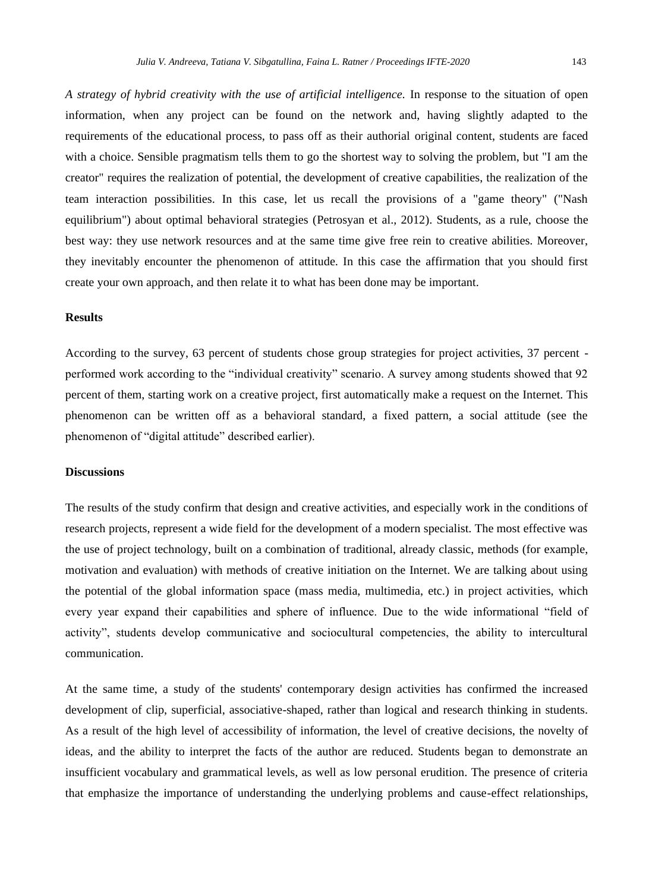*A strategy of hybrid creativity with the use of artificial intelligence*. In response to the situation of open information, when any project can be found on the network and, having slightly adapted to the requirements of the educational process, to pass off as their authorial original content, students are faced with a choice. Sensible pragmatism tells them to go the shortest way to solving the problem, but "I am the creator" requires the realization of potential, the development of creative capabilities, the realization of the team interaction possibilities. In this case, let us recall the provisions of a "game theory" ("Nash equilibrium") about optimal behavioral strategies (Petrosyan et al., 2012). Students, as a rule, choose the best way: they use network resources and at the same time give free rein to creative abilities. Moreover, they inevitably encounter the phenomenon of attitude. In this case the affirmation that you should first create your own approach, and then relate it to what has been done may be important.

## Results

According to the survey, 63 percent of students chose group strategies for project activities, 37 percent - performed work according to the "individual creativity" scenario. A survey among students showed that 92 percent of them, starting work on a creative project, first automatically make a request on the Internet. This phenomenon can be written off as a behavioral standard, a fixed pattern, a social attitude (see the phenomenon of "digital attitude" described earlier).

## Discussions

The results of the study confirm that design and creative activities, and especially work in the conditions of research projects, represent a wide field for the development of a modern specialist. The most effective was the use of project technology, built on a combination of traditional, already classic, methods (for example, motivation and evaluation) with methods of creative initiation on the Internet. We are talking about using the potential of the global information space (mass media, multimedia, etc.) in project activities, which every year expand their capabilities and sphere of influence. Due to the wide informational "field of activity", students develop communicative and sociocultural competencies, the ability to intercultural communication.

At the same time, a study of the students' contemporary design activities has confirmed the increased development of clip, superficial, associative-shaped, rather than logical and research thinking in students. As a result of the high level of accessibility of information, the level of creative decisions, the novelty of ideas, and the ability to interpret the facts of the author are reduced. Students began to demonstrate an insufficient vocabulary and grammatical levels, as well as low personal erudition. The presence of criteria that emphasize the importance of understanding the underlying problems and cause-effect relationships,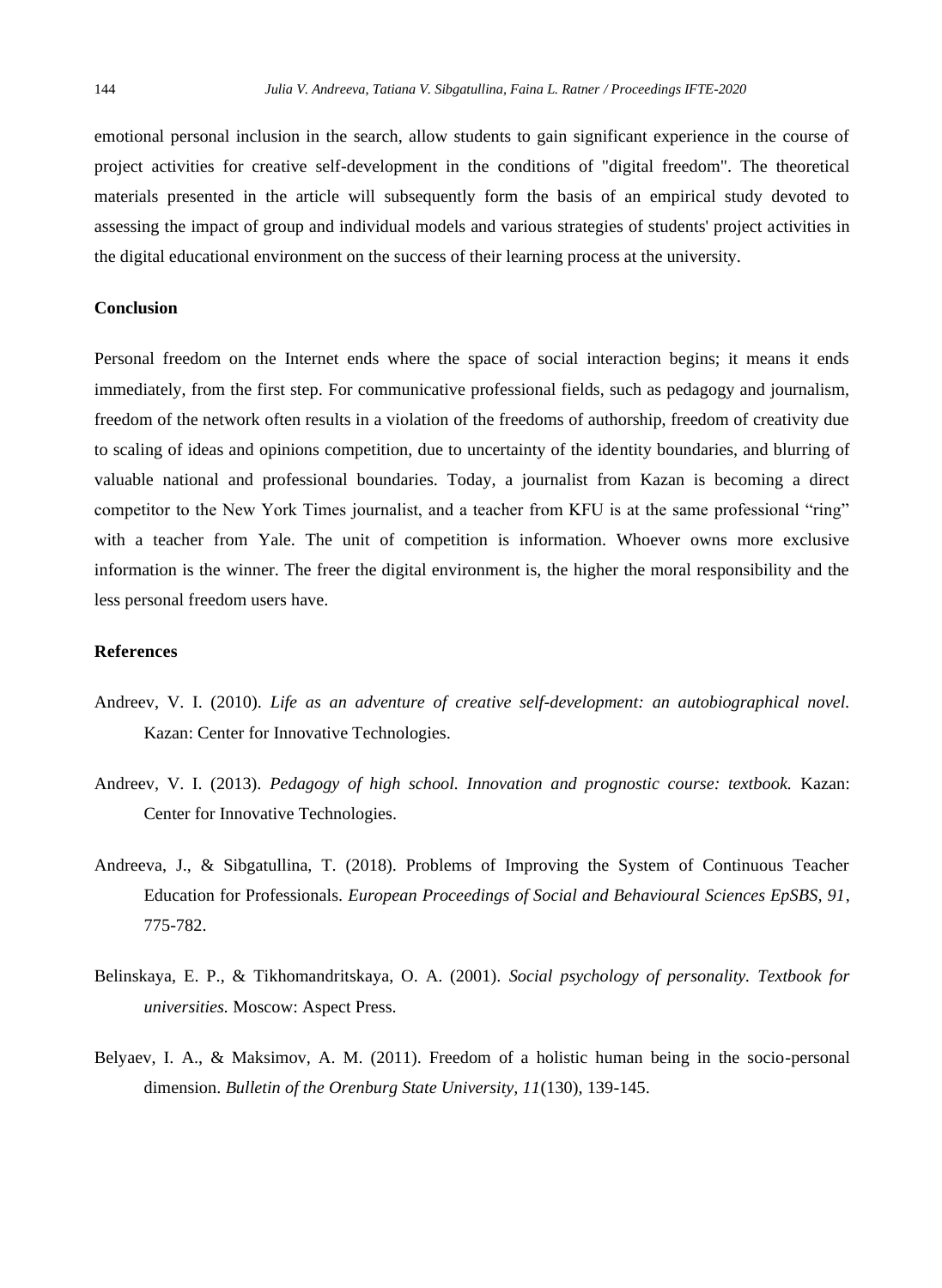emotional personal inclusion in the search, allow students to gain significant experience in the course of project activities for creative self-development in the conditions of "digital freedom". The theoretical materials presented in the article will subsequently form the basis of an empirical study devoted to assessing the impact of group and individual models and various strategies of students' project activities in the digital educational environment on the success of their learning process at the university.

## Conclusion

Personal freedom on the Internet ends where the space of social interaction begins; it means it ends immediately, from the first step. For communicative professional fields, such as pedagogy and journalism, freedom of the network often results in a violation of the freedoms of authorship, freedom of creativity due to scaling of ideas and opinions competition, due to uncertainty of the identity boundaries, and blurring of valuable national and professional boundaries. Today, a journalist from Kazan is becoming a direct competitor to the New York Times journalist, and a teacher from KFU is at the same professional "ring" with a teacher from Yale. The unit of competition is information. Whoever owns more exclusive information is the winner. The freer the digital environment is, the higher the moral responsibility and the less personal freedom users have.

## References

Andreev, V. I. (2010). *Life as an adventure of creative self-development: an autobiographical novel.* Kazan: Center for Innovative Technologies.

Andreev, V. I. (2013). *Pedagogy of high school. Innovation and prognostic course: textbook.* Kazan: Center for Innovative Technologies.

Andreeva, J., & Sibgatullina, T. (2018). Problems of Improving the System of Continuous Teacher Education for Professionals. *European Proceedings of Social and Behavioural Sciences EpSBS, 91*, 775-782.

Belinskaya, E. P., & Tikhomandritskaya, O. A. (2001). *Social psychology of personality. Textbook for universities.* Moscow: Aspect Press.

Belyaev, I. A., & Maksimov, A. M. (2011). Freedom of a holistic human being in the socio-personal dimension. *Bulletin of the Orenburg State University, 11*(130), 139-145.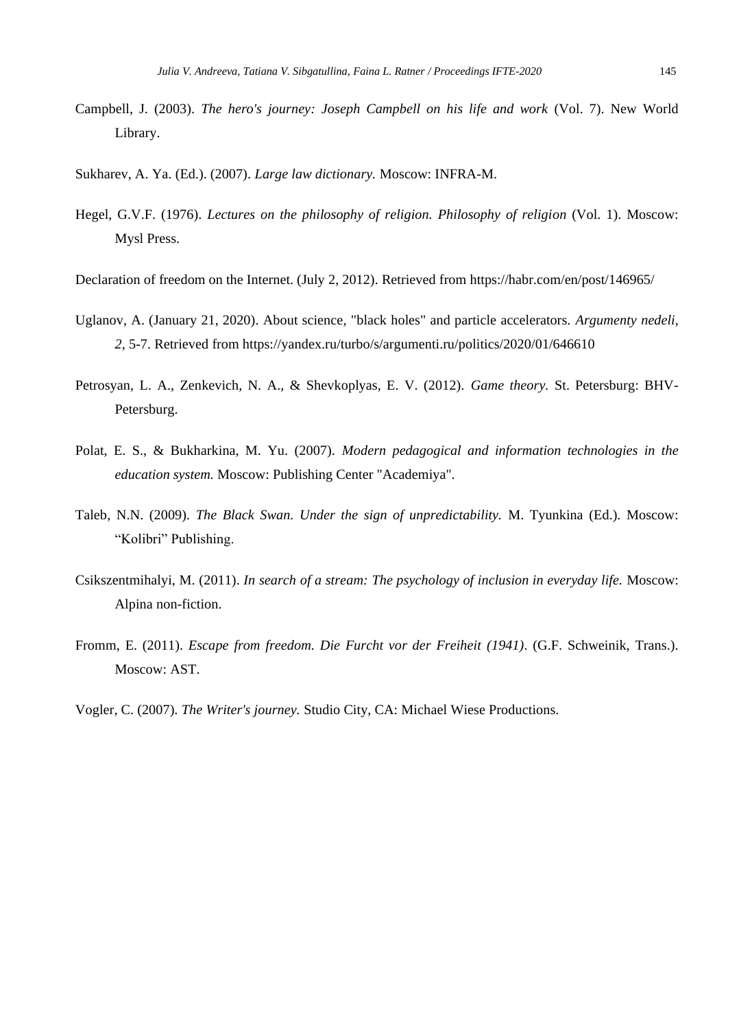Campbell, J. (2003). *The hero's journey: Joseph Campbell on his life and work* (Vol. 7). New World Library.

Sukharev, A. Ya. (Ed.). (2007). *Large law dictionary.* Moscow: INFRA-M.

Hegel, G.V.F. (1976). *Lectures on the philosophy of religion. Philosophy of religion* (Vol. 1). Moscow: Mysl Press.

Declaration of freedom on the Internet. (July 2, 2012). Retrieved from https://habr.com/en/post/146965/

Uglanov, A. (January 21, 2020). About science, "black holes" and particle accelerators. *Argumenty nedeli, 2*, 5-7. Retrieved from https://yandex.ru/turbo/s/argumenti.ru/politics/2020/01/646610

Petrosyan, L. A., Zenkevich, N. A., & Shevkoplyas, E. V. (2012). *Game theory.* St. Petersburg: BHV-Petersburg.

Polat, E. S., & Bukharkina, M. Yu. (2007). *Modern pedagogical and information technologies in the education system.* Moscow: Publishing Center "Academiya".

Taleb, N.N. (2009). *The Black Swan. Under the sign of unpredictability.* M. Tyunkina (Ed.). Moscow: “Kolibri” Publishing.

Csikszentmihalyi, M. (2011). *In search of a stream: The psychology of inclusion in everyday life.* Moscow: Alpina non-fiction.

Fromm, E. (2011). *Escape from freedom. Die Furcht vor der Freiheit (1941)*. (G.F. Schweinik, Trans.). Moscow: AST.

Vogler, C. (2007). *The Writer's journey.* Studio City, CA: Michael Wiese Productions.